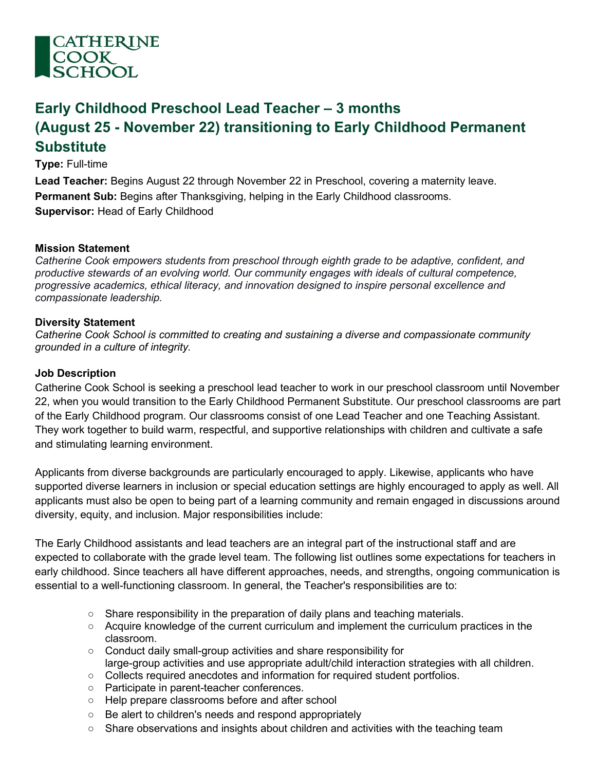CATHERINE COOK SCHOOL

# Early Childhood Preschool Lead Teacher – 3 months (August 25 - November 22) transitioning to Early Childhood Permanent Substitute

**Type:** Full-time

**Lead Teacher:** Begins August 22 through November 22 in Preschool, covering a maternity leave.

**Permanent Sub:** Begins after Thanksgiving, helping in the Early Childhood classrooms.

**Supervisor:** Head of Early Childhood

**Mission Statement**

*Catherine Cook empowers students from preschool through eighth grade to be adaptive, confident, and productive stewards of an evolving world. Our community engages with ideals of cultural competence, progressive academics, ethical literacy, and innovation designed to inspire personal excellence and compassionate leadership.*

**Diversity Statement**

*Catherine Cook School is committed to creating and sustaining a diverse and compassionate community grounded in a culture of integrity.*

**Job Description**

Catherine Cook School is seeking a preschool lead teacher to work in our preschool classroom until November 22, when you would transition to the Early Childhood Permanent Substitute. Our preschool classrooms are part of the Early Childhood program. Our classrooms consist of one Lead Teacher and one Teaching Assistant. They work together to build warm, respectful, and supportive relationships with children and cultivate a safe and stimulating learning environment.

Applicants from diverse backgrounds are particularly encouraged to apply. Likewise, applicants who have supported diverse learners in inclusion or special education settings are highly encouraged to apply as well. All applicants must also be open to being part of a learning community and remain engaged in discussions around diversity, equity, and inclusion. Major responsibilities include:

The Early Childhood assistants and lead teachers are an integral part of the instructional staff and are expected to collaborate with the grade level team. The following list outlines some expectations for teachers in early childhood. Since teachers all have different approaches, needs, and strengths, ongoing communication is essential to a well-functioning classroom. In general, the Teacher's responsibilities are to:

- Share responsibility in the preparation of daily plans and teaching materials.
- Acquire knowledge of the current curriculum and implement the curriculum practices in the classroom.
- Conduct daily small-group activities and share responsibility for large-group activities and use appropriate adult/child interaction strategies with all children.
- Collects required anecdotes and information for required student portfolios.
- Participate in parent-teacher conferences.
- Help prepare classrooms before and after school
- Be alert to children's needs and respond appropriately
- Share observations and insights about children and activities with the teaching team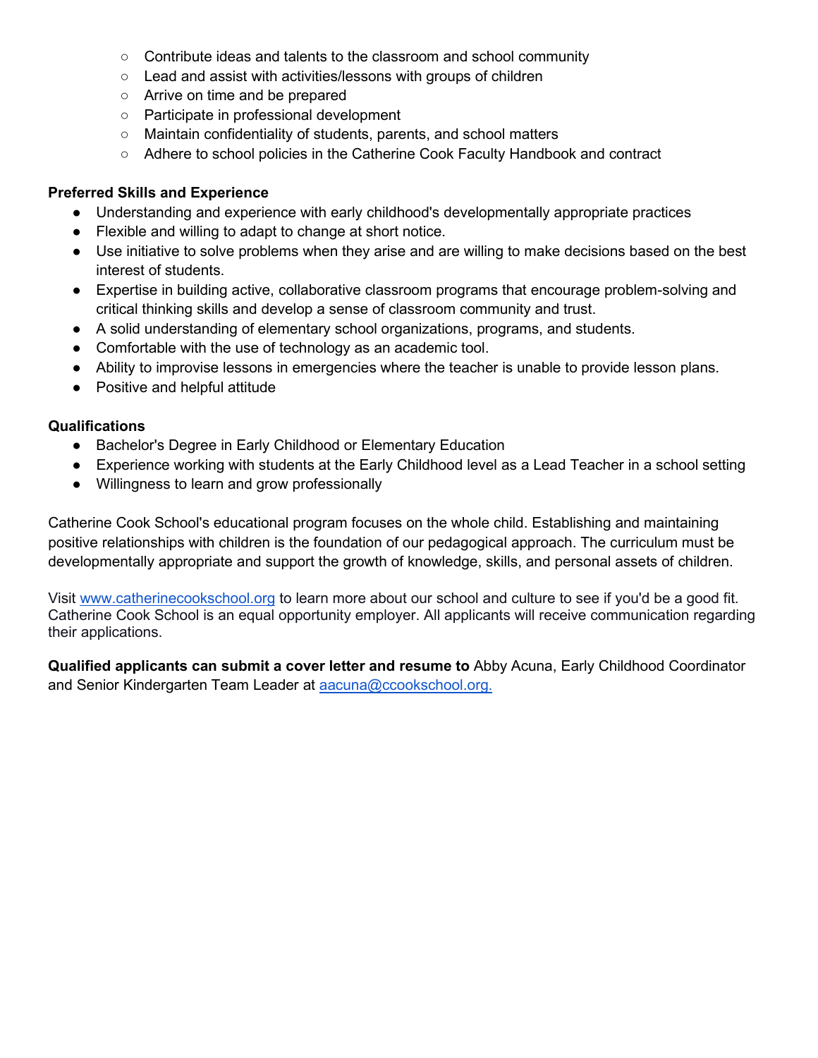- Contribute ideas and talents to the classroom and school community
    - Lead and assist with activities/lessons with groups of children
    - Arrive on time and be prepared
    - Participate in professional development
    - Maintain confidentiality of students, parents, and school matters
    - Adhere to school policies in the Catherine Cook Faculty Handbook and contract

**Preferred Skills and Experience**

- Understanding and experience with early childhood's developmentally appropriate practices
- Flexible and willing to adapt to change at short notice.
- Use initiative to solve problems when they arise and are willing to make decisions based on the best interest of students.
- Expertise in building active, collaborative classroom programs that encourage problem-solving and critical thinking skills and develop a sense of classroom community and trust.
- A solid understanding of elementary school organizations, programs, and students.
- Comfortable with the use of technology as an academic tool.
- Ability to improvise lessons in emergencies where the teacher is unable to provide lesson plans.
- Positive and helpful attitude

**Qualifications**

- Bachelor's Degree in Early Childhood or Elementary Education
- Experience working with students at the Early Childhood level as a Lead Teacher in a school setting
- Willingness to learn and grow professionally

Catherine Cook School's educational program focuses on the whole child. Establishing and maintaining positive relationships with children is the foundation of our pedagogical approach. The curriculum must be developmentally appropriate and support the growth of knowledge, skills, and personal assets of children.

Visit [www.catherinecookschool.org](http://www.catherinecookschool.org) to learn more about our school and culture to see if you'd be a good fit. Catherine Cook School is an equal opportunity employer. All applicants will receive communication regarding their applications.

**Qualified applicants can submit a cover letter and resume to** Abby Acuna, Early Childhood Coordinator and Senior Kindergarten Team Leader at [aacuna@ccookschool.org.](mailto:aacuna@ccookschool.org)